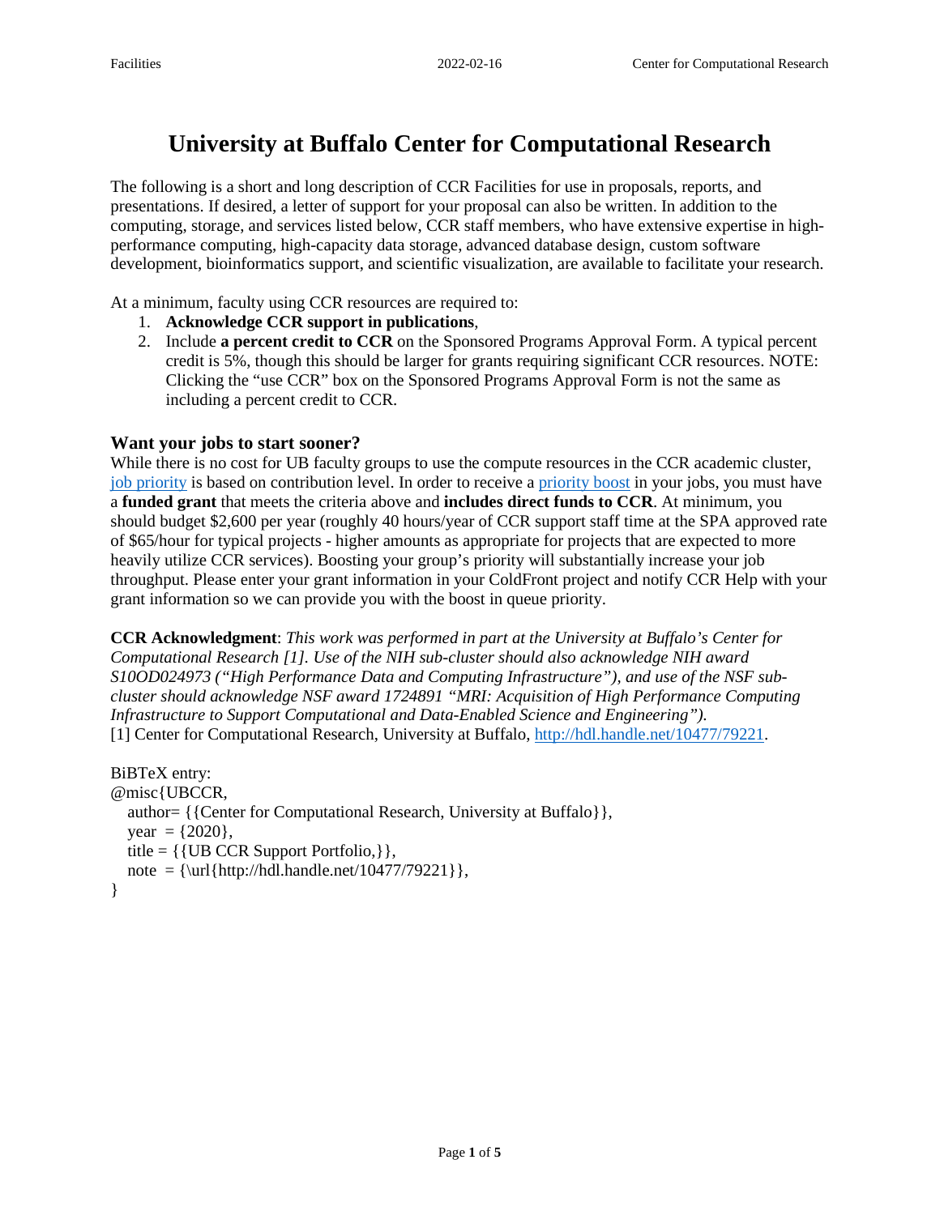# University at Buffalo Center for Computational Research

The following is a short and long description of CCR Facilities for use in proposals, reports, and presentations. If desired, a letter of support for your proposal can also be written. In addition to the computing, storage, and services listed below, CCR staff members, who have extensive expertise in high-performance computing, high-capacity data storage, advanced database design, custom software development, bioinformatics support, and scientific visualization, are available to facilitate your research.

At a minimum, faculty using CCR resources are required to:

1. **Acknowledge CCR support in publications**,
2. Include **a percent credit to CCR** on the Sponsored Programs Approval Form. A typical percent credit is 5%, though this should be larger for grants requiring significant CCR resources. NOTE: Clicking the "use CCR" box on the Sponsored Programs Approval Form is not the same as including a percent credit to CCR.

### Want your jobs to start sooner?

While there is no cost for UB faculty groups to use the compute resources in the CCR academic cluster, job priority is based on contribution level. In order to receive a priority boost in your jobs, you must have a **funded grant** that meets the criteria above and **includes direct funds to CCR**. At minimum, you should budget $2,600 per year (roughly 40 hours/year of CCR support staff time at the SPA approved rate of $65/hour for typical projects - higher amounts as appropriate for projects that are expected to more heavily utilize CCR services). Boosting your group's priority will substantially increase your job throughput. Please enter your grant information in your ColdFront project and notify CCR Help with your grant information so we can provide you with the boost in queue priority.

**CCR Acknowledgment**: *This work was performed in part at the University at Buffalo's Center for Computational Research [1]. Use of the NIH sub-cluster should also acknowledge NIH award S10OD024973 ("High Performance Data and Computing Infrastructure"), and use of the NSF sub-cluster should acknowledge NSF award 1724891 "MRI: Acquisition of High Performance Computing Infrastructure to Support Computational and Data-Enabled Science and Engineering").*
[1] Center for Computational Research, University at Buffalo, http://hdl.handle.net/10477/79221.

BiBTeX entry:

```
@misc{UBCCR,
   author= {{Center for Computational Research, University at Buffalo}},
   year  = {2020},
   title = {{UB CCR Support Portfolio,}},
   note  = {\url{http://hdl.handle.net/10477/79221}},
}
```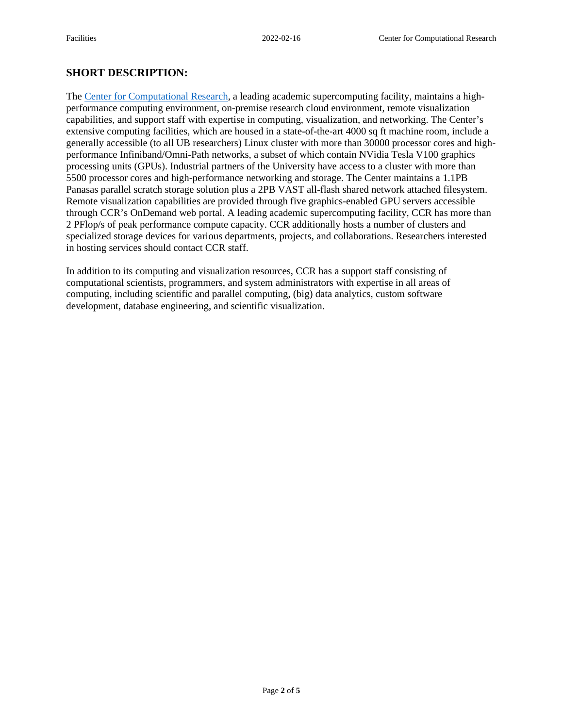## SHORT DESCRIPTION:

The Center for Computational Research, a leading academic supercomputing facility, maintains a high-performance computing environment, on-premise research cloud environment, remote visualization capabilities, and support staff with expertise in computing, visualization, and networking. The Center's extensive computing facilities, which are housed in a state-of-the-art 4000 sq ft machine room, include a generally accessible (to all UB researchers) Linux cluster with more than 30000 processor cores and high-performance Infiniband/Omni-Path networks, a subset of which contain NVidia Tesla V100 graphics processing units (GPUs). Industrial partners of the University have access to a cluster with more than 5500 processor cores and high-performance networking and storage. The Center maintains a 1.1PB Panasas parallel scratch storage solution plus a 2PB VAST all-flash shared network attached filesystem. Remote visualization capabilities are provided through five graphics-enabled GPU servers accessible through CCR's OnDemand web portal. A leading academic supercomputing facility, CCR has more than 2 PFlop/s of peak performance compute capacity. CCR additionally hosts a number of clusters and specialized storage devices for various departments, projects, and collaborations. Researchers interested in hosting services should contact CCR staff.

In addition to its computing and visualization resources, CCR has a support staff consisting of computational scientists, programmers, and system administrators with expertise in all areas of computing, including scientific and parallel computing, (big) data analytics, custom software development, database engineering, and scientific visualization.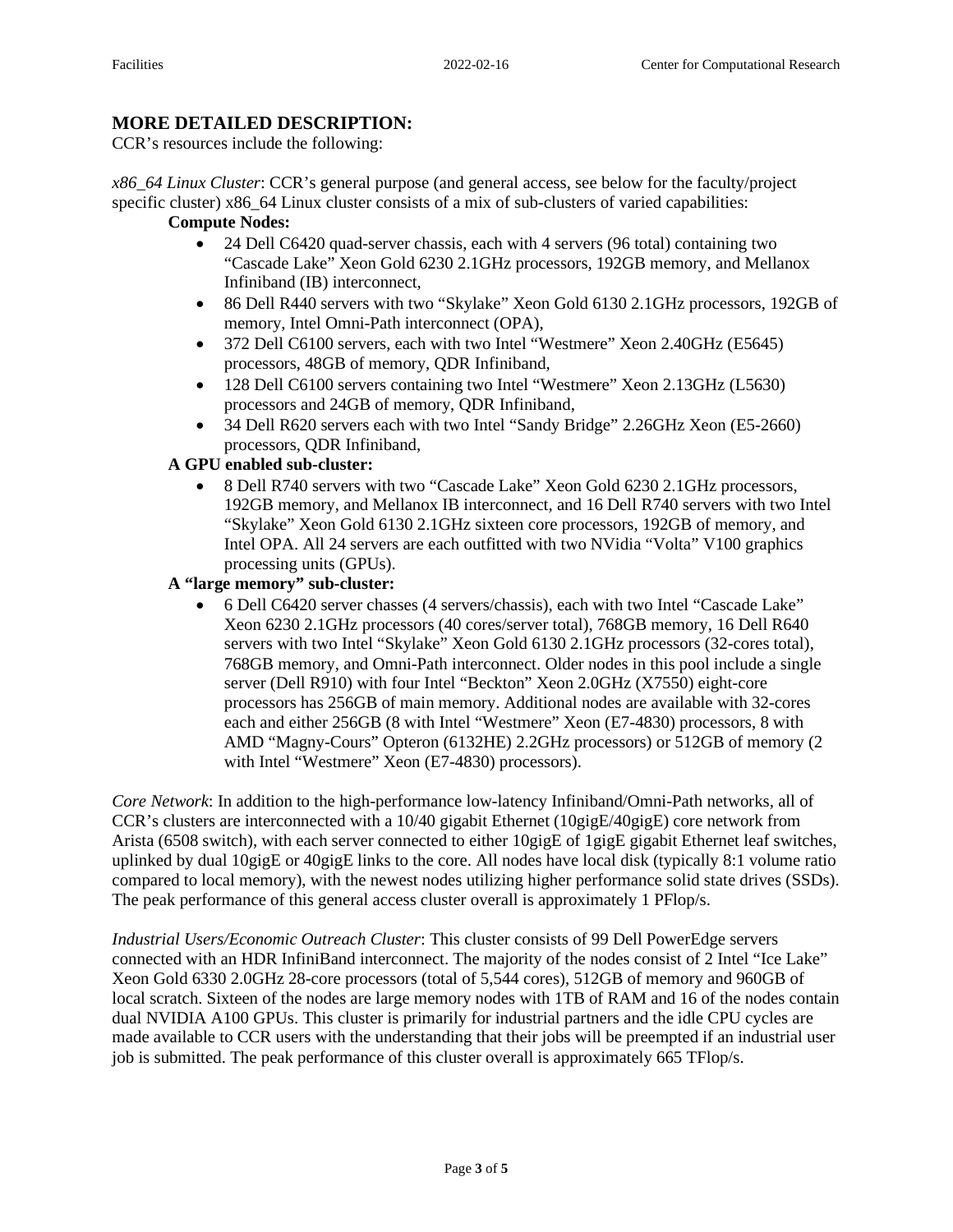## MORE DETAILED DESCRIPTION:

CCR's resources include the following:

*x86_64 Linux Cluster*: CCR's general purpose (and general access, see below for the faculty/project specific cluster) x86_64 Linux cluster consists of a mix of sub-clusters of varied capabilities:

**Compute Nodes:**

- 24 Dell C6420 quad-server chassis, each with 4 servers (96 total) containing two "Cascade Lake" Xeon Gold 6230 2.1GHz processors, 192GB memory, and Mellanox Infiniband (IB) interconnect,
- 86 Dell R440 servers with two "Skylake" Xeon Gold 6130 2.1GHz processors, 192GB of memory, Intel Omni-Path interconnect (OPA),
- 372 Dell C6100 servers, each with two Intel "Westmere" Xeon 2.40GHz (E5645) processors, 48GB of memory, QDR Infiniband,
- 128 Dell C6100 servers containing two Intel "Westmere" Xeon 2.13GHz (L5630) processors and 24GB of memory, QDR Infiniband,
- 34 Dell R620 servers each with two Intel "Sandy Bridge" 2.26GHz Xeon (E5-2660) processors, QDR Infiniband,

**A GPU enabled sub-cluster:**

- 8 Dell R740 servers with two "Cascade Lake" Xeon Gold 6230 2.1GHz processors, 192GB memory, and Mellanox IB interconnect, and 16 Dell R740 servers with two Intel "Skylake" Xeon Gold 6130 2.1GHz sixteen core processors, 192GB of memory, and Intel OPA. All 24 servers are each outfitted with two NVidia "Volta" V100 graphics processing units (GPUs).

**A "large memory" sub-cluster:**

- 6 Dell C6420 server chasses (4 servers/chassis), each with two Intel "Cascade Lake" Xeon 6230 2.1GHz processors (40 cores/server total), 768GB memory, 16 Dell R640 servers with two Intel "Skylake" Xeon Gold 6130 2.1GHz processors (32-cores total), 768GB memory, and Omni-Path interconnect. Older nodes in this pool include a single server (Dell R910) with four Intel "Beckton" Xeon 2.0GHz (X7550) eight-core processors has 256GB of main memory. Additional nodes are available with 32-cores each and either 256GB (8 with Intel "Westmere" Xeon (E7-4830) processors, 8 with AMD "Magny-Cours" Opteron (6132HE) 2.2GHz processors) or 512GB of memory (2 with Intel "Westmere" Xeon (E7-4830) processors).

*Core Network*: In addition to the high-performance low-latency Infiniband/Omni-Path networks, all of CCR's clusters are interconnected with a 10/40 gigabit Ethernet (10gigE/40gigE) core network from Arista (6508 switch), with each server connected to either 10gigE of 1gigE gigabit Ethernet leaf switches, uplinked by dual 10gigE or 40gigE links to the core. All nodes have local disk (typically 8:1 volume ratio compared to local memory), with the newest nodes utilizing higher performance solid state drives (SSDs). The peak performance of this general access cluster overall is approximately 1 PFlop/s.

*Industrial Users/Economic Outreach Cluster*: This cluster consists of 99 Dell PowerEdge servers connected with an HDR InfiniBand interconnect. The majority of the nodes consist of 2 Intel "Ice Lake" Xeon Gold 6330 2.0GHz 28-core processors (total of 5,544 cores), 512GB of memory and 960GB of local scratch. Sixteen of the nodes are large memory nodes with 1TB of RAM and 16 of the nodes contain dual NVIDIA A100 GPUs. This cluster is primarily for industrial partners and the idle CPU cycles are made available to CCR users with the understanding that their jobs will be preempted if an industrial user job is submitted. The peak performance of this cluster overall is approximately 665 TFlop/s.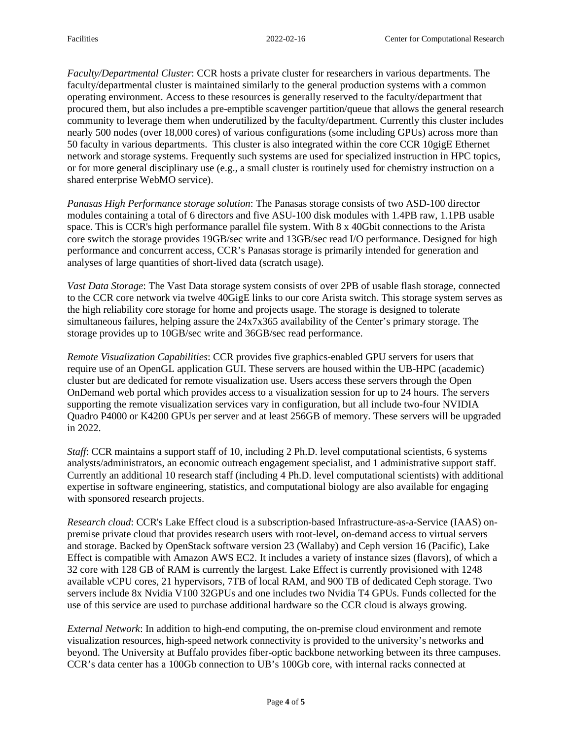*Faculty/Departmental Cluster*: CCR hosts a private cluster for researchers in various departments. The faculty/departmental cluster is maintained similarly to the general production systems with a common operating environment. Access to these resources is generally reserved to the faculty/department that procured them, but also includes a pre-emptible scavenger partition/queue that allows the general research community to leverage them when underutilized by the faculty/department. Currently this cluster includes nearly 500 nodes (over 18,000 cores) of various configurations (some including GPUs) across more than 50 faculty in various departments. This cluster is also integrated within the core CCR 10gigE Ethernet network and storage systems. Frequently such systems are used for specialized instruction in HPC topics, or for more general disciplinary use (e.g., a small cluster is routinely used for chemistry instruction on a shared enterprise WebMO service).

*Panasas High Performance storage solution*: The Panasas storage consists of two ASD-100 director modules containing a total of 6 directors and five ASU-100 disk modules with 1.4PB raw, 1.1PB usable space. This is CCR's high performance parallel file system. With 8 x 40Gbit connections to the Arista core switch the storage provides 19GB/sec write and 13GB/sec read I/O performance. Designed for high performance and concurrent access, CCR's Panasas storage is primarily intended for generation and analyses of large quantities of short-lived data (scratch usage).

*Vast Data Storage*: The Vast Data storage system consists of over 2PB of usable flash storage, connected to the CCR core network via twelve 40GigE links to our core Arista switch. This storage system serves as the high reliability core storage for home and projects usage. The storage is designed to tolerate simultaneous failures, helping assure the 24x7x365 availability of the Center's primary storage. The storage provides up to 10GB/sec write and 36GB/sec read performance.

*Remote Visualization Capabilities*: CCR provides five graphics-enabled GPU servers for users that require use of an OpenGL application GUI. These servers are housed within the UB-HPC (academic) cluster but are dedicated for remote visualization use. Users access these servers through the Open OnDemand web portal which provides access to a visualization session for up to 24 hours. The servers supporting the remote visualization services vary in configuration, but all include two-four NVIDIA Quadro P4000 or K4200 GPUs per server and at least 256GB of memory. These servers will be upgraded in 2022.

*Staff*: CCR maintains a support staff of 10, including 2 Ph.D. level computational scientists, 6 systems analysts/administrators, an economic outreach engagement specialist, and 1 administrative support staff. Currently an additional 10 research staff (including 4 Ph.D. level computational scientists) with additional expertise in software engineering, statistics, and computational biology are also available for engaging with sponsored research projects.

*Research cloud*: CCR's Lake Effect cloud is a subscription-based Infrastructure-as-a-Service (IAAS) on-premise private cloud that provides research users with root-level, on-demand access to virtual servers and storage. Backed by OpenStack software version 23 (Wallaby) and Ceph version 16 (Pacific), Lake Effect is compatible with Amazon AWS EC2. It includes a variety of instance sizes (flavors), of which a 32 core with 128 GB of RAM is currently the largest. Lake Effect is currently provisioned with 1248 available vCPU cores, 21 hypervisors, 7TB of local RAM, and 900 TB of dedicated Ceph storage. Two servers include 8x Nvidia V100 32GPUs and one includes two Nvidia T4 GPUs. Funds collected for the use of this service are used to purchase additional hardware so the CCR cloud is always growing.

*External Network*: In addition to high-end computing, the on-premise cloud environment and remote visualization resources, high-speed network connectivity is provided to the university's networks and beyond. The University at Buffalo provides fiber-optic backbone networking between its three campuses. CCR's data center has a 100Gb connection to UB's 100Gb core, with internal racks connected at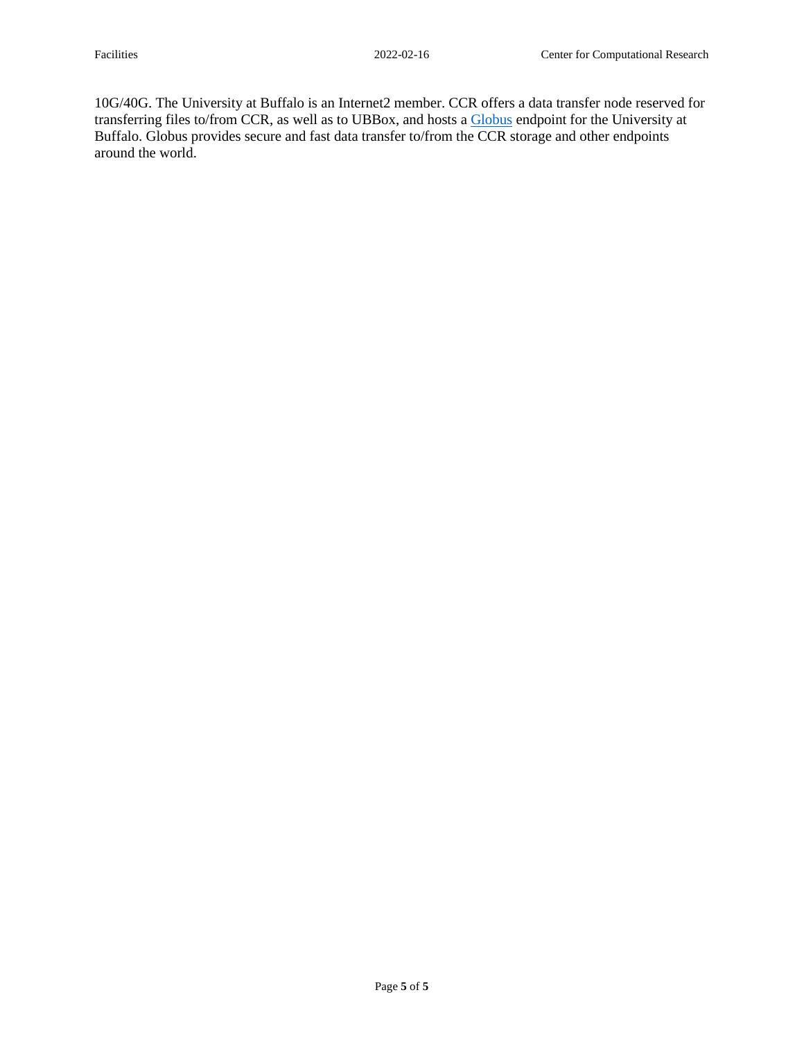10G/40G. The University at Buffalo is an Internet2 member. CCR offers a data transfer node reserved for transferring files to/from CCR, as well as to UBBox, and hosts a Globus endpoint for the University at Buffalo. Globus provides secure and fast data transfer to/from the CCR storage and other endpoints around the world.